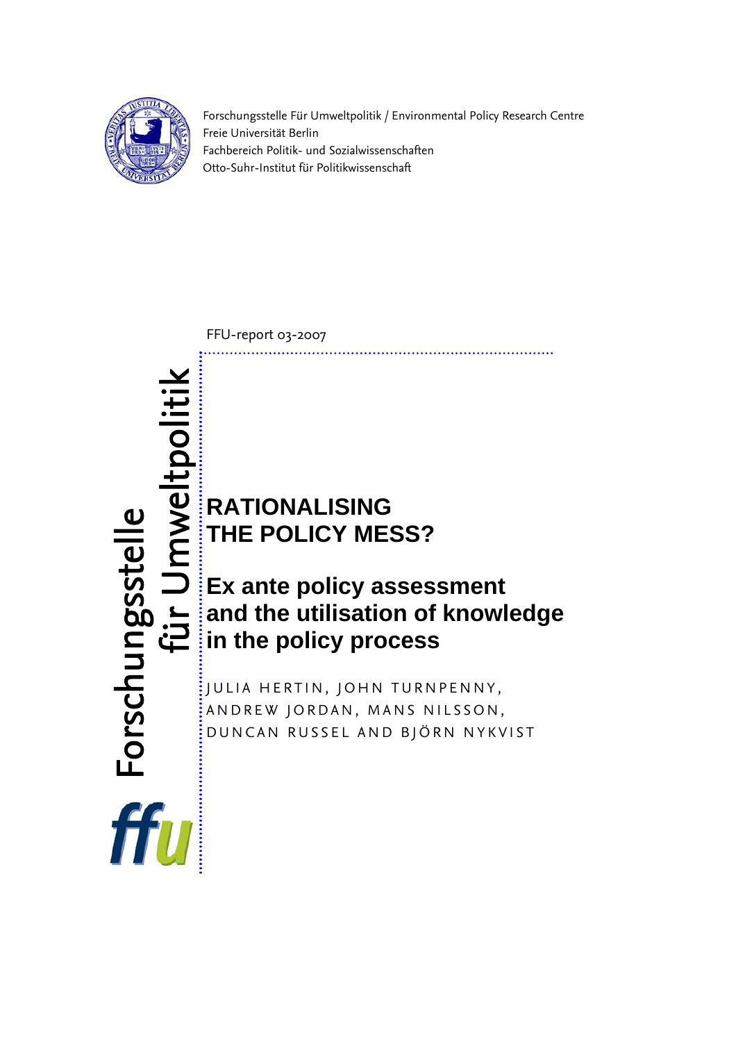Forschungsstelle Für Umweltpolitik / Environmental Policy Research Centre
Freie Universität Berlin
Fachbereich Politik- und Sozialwissenschaften
Otto-Suhr-Institut für Politikwissenschaft

FFU-report 03-2007

Forschungsstelle für Umweltpolitik

ffu

# RATIONALISING THE POLICY MESS?

## Ex ante policy assessment and the utilisation of knowledge in the policy process

JULIA HERTIN, JOHN TURNPENNY, ANDREW JORDAN, MANS NILSSON, DUNCAN RUSSEL AND BJÖRN NYKVIST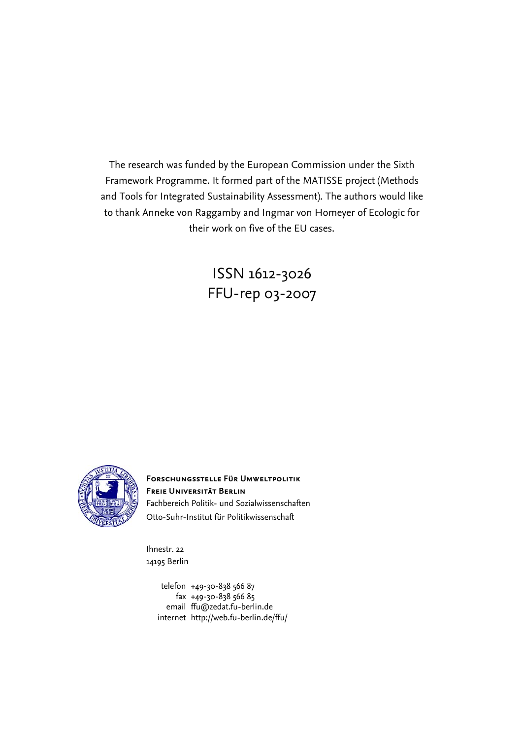The research was funded by the European Commission under the Sixth Framework Programme. It formed part of the MATISSE project (Methods and Tools for Integrated Sustainability Assessment). The authors would like to thank Anneke von Raggamby and Ingmar von Homeyer of Ecologic for their work on five of the EU cases.

ISSN 1612-3026
FFU-rep 03-2007

**Forschungsstelle Für Umweltpolitik**
**Freie Universität Berlin**
Fachbereich Politik- und Sozialwissenschaften
Otto-Suhr-Institut für Politikwissenschaft

Ihnestr. 22
14195 Berlin

telefon +49-30-838 566 87
fax +49-30-838 566 85
email ffu@zedat.fu-berlin.de
internet http://web.fu-berlin.de/ffu/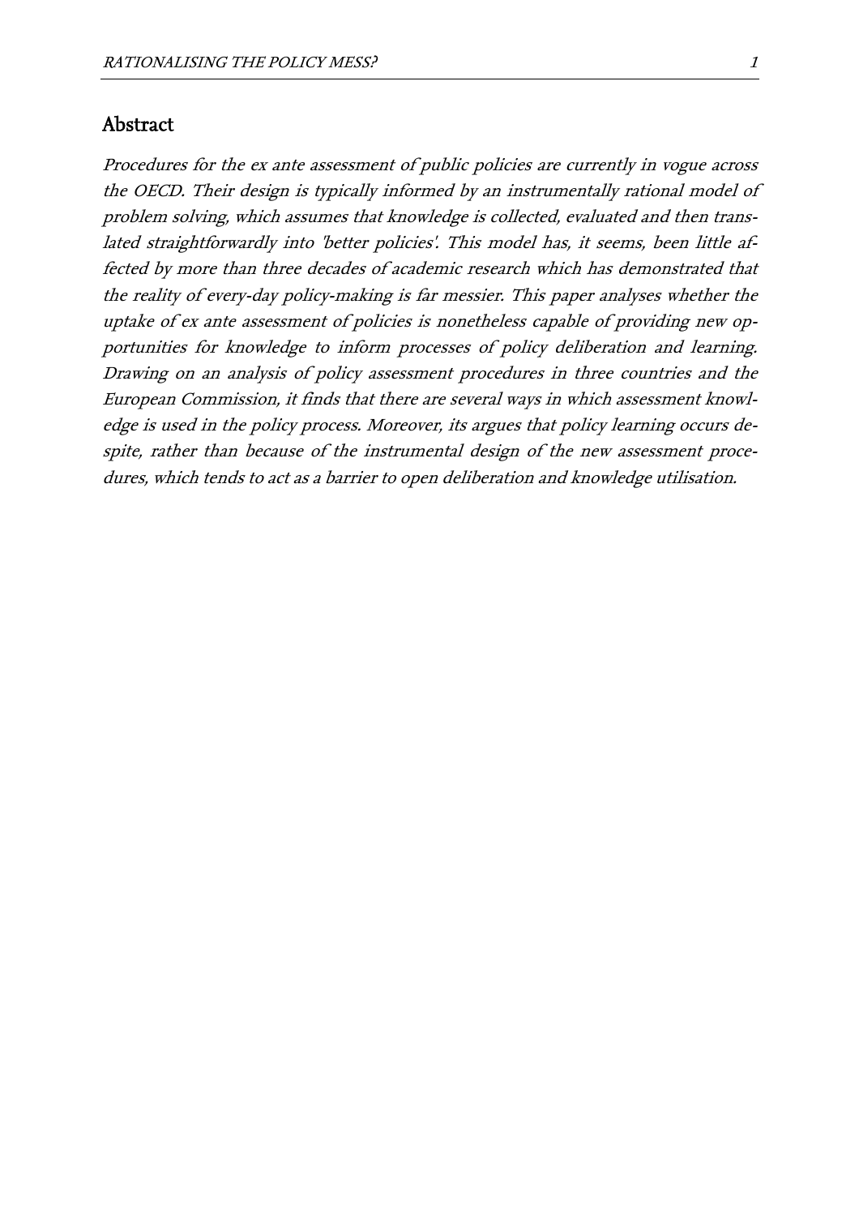## Abstract

*Procedures for the ex ante assessment of public policies are currently in vogue across the OECD. Their design is typically informed by an instrumentally rational model of problem solving, which assumes that knowledge is collected, evaluated and then translated straightforwardly into 'better policies'. This model has, it seems, been little affected by more than three decades of academic research which has demonstrated that the reality of every-day policy-making is far messier. This paper analyses whether the uptake of ex ante assessment of policies is nonetheless capable of providing new opportunities for knowledge to inform processes of policy deliberation and learning. Drawing on an analysis of policy assessment procedures in three countries and the European Commission, it finds that there are several ways in which assessment knowledge is used in the policy process. Moreover, its argues that policy learning occurs despite, rather than because of the instrumental design of the new assessment procedures, which tends to act as a barrier to open deliberation and knowledge utilisation.*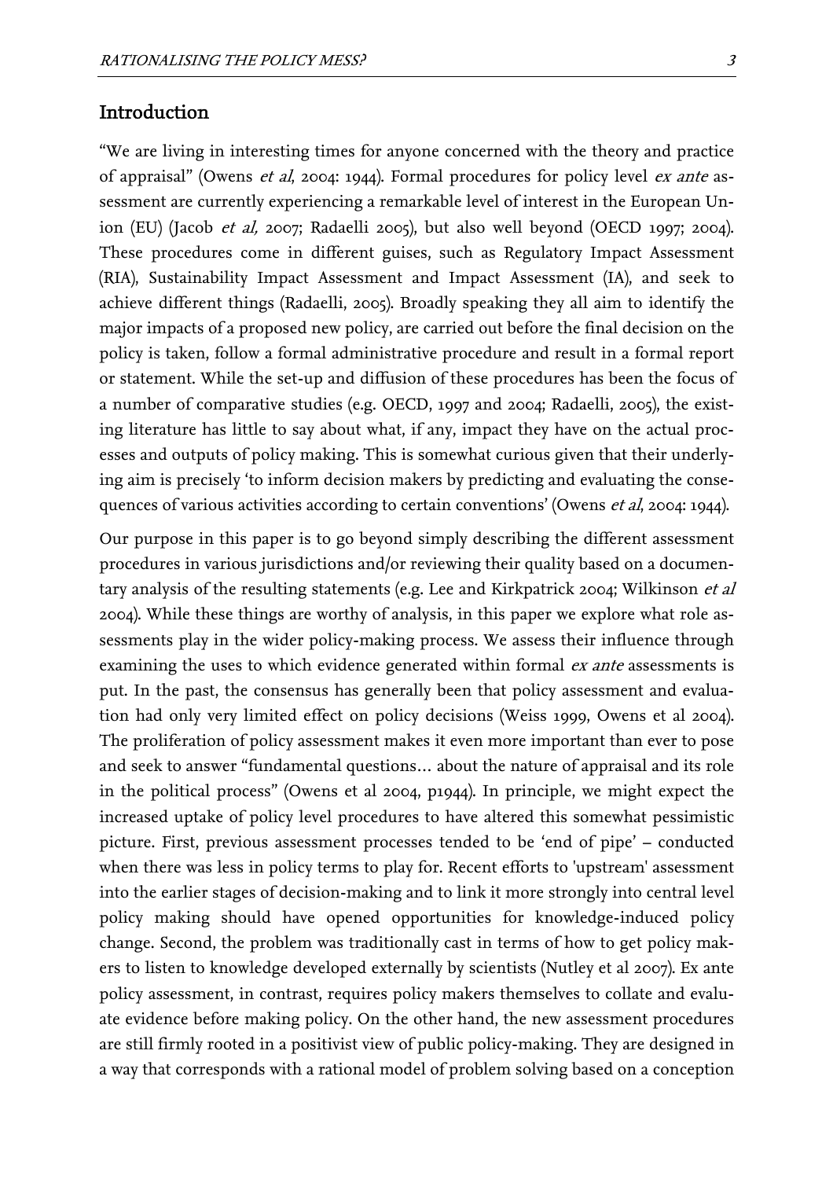## Introduction

"We are living in interesting times for anyone concerned with the theory and practice of appraisal" (Owens *et al*, 2004: 1944). Formal procedures for policy level *ex ante* assessment are currently experiencing a remarkable level of interest in the European Union (EU) (Jacob *et al,* 2007; Radaelli 2005), but also well beyond (OECD 1997; 2004). These procedures come in different guises, such as Regulatory Impact Assessment (RIA), Sustainability Impact Assessment and Impact Assessment (IA), and seek to achieve different things (Radaelli, 2005). Broadly speaking they all aim to identify the major impacts of a proposed new policy, are carried out before the final decision on the policy is taken, follow a formal administrative procedure and result in a formal report or statement. While the set-up and diffusion of these procedures has been the focus of a number of comparative studies (e.g. OECD, 1997 and 2004; Radaelli, 2005), the existing literature has little to say about what, if any, impact they have on the actual processes and outputs of policy making. This is somewhat curious given that their underlying aim is precisely 'to inform decision makers by predicting and evaluating the consequences of various activities according to certain conventions' (Owens *et al*, 2004: 1944).

Our purpose in this paper is to go beyond simply describing the different assessment procedures in various jurisdictions and/or reviewing their quality based on a documentary analysis of the resulting statements (e.g. Lee and Kirkpatrick 2004; Wilkinson *et al* 2004). While these things are worthy of analysis, in this paper we explore what role assessments play in the wider policy-making process. We assess their influence through examining the uses to which evidence generated within formal *ex ante* assessments is put. In the past, the consensus has generally been that policy assessment and evaluation had only very limited effect on policy decisions (Weiss 1999, Owens et al 2004). The proliferation of policy assessment makes it even more important than ever to pose and seek to answer "fundamental questions… about the nature of appraisal and its role in the political process" (Owens et al 2004, p1944). In principle, we might expect the increased uptake of policy level procedures to have altered this somewhat pessimistic picture. First, previous assessment processes tended to be 'end of pipe' – conducted when there was less in policy terms to play for. Recent efforts to 'upstream' assessment into the earlier stages of decision-making and to link it more strongly into central level policy making should have opened opportunities for knowledge-induced policy change. Second, the problem was traditionally cast in terms of how to get policy makers to listen to knowledge developed externally by scientists (Nutley et al 2007). Ex ante policy assessment, in contrast, requires policy makers themselves to collate and evaluate evidence before making policy. On the other hand, the new assessment procedures are still firmly rooted in a positivist view of public policy-making. They are designed in a way that corresponds with a rational model of problem solving based on a conception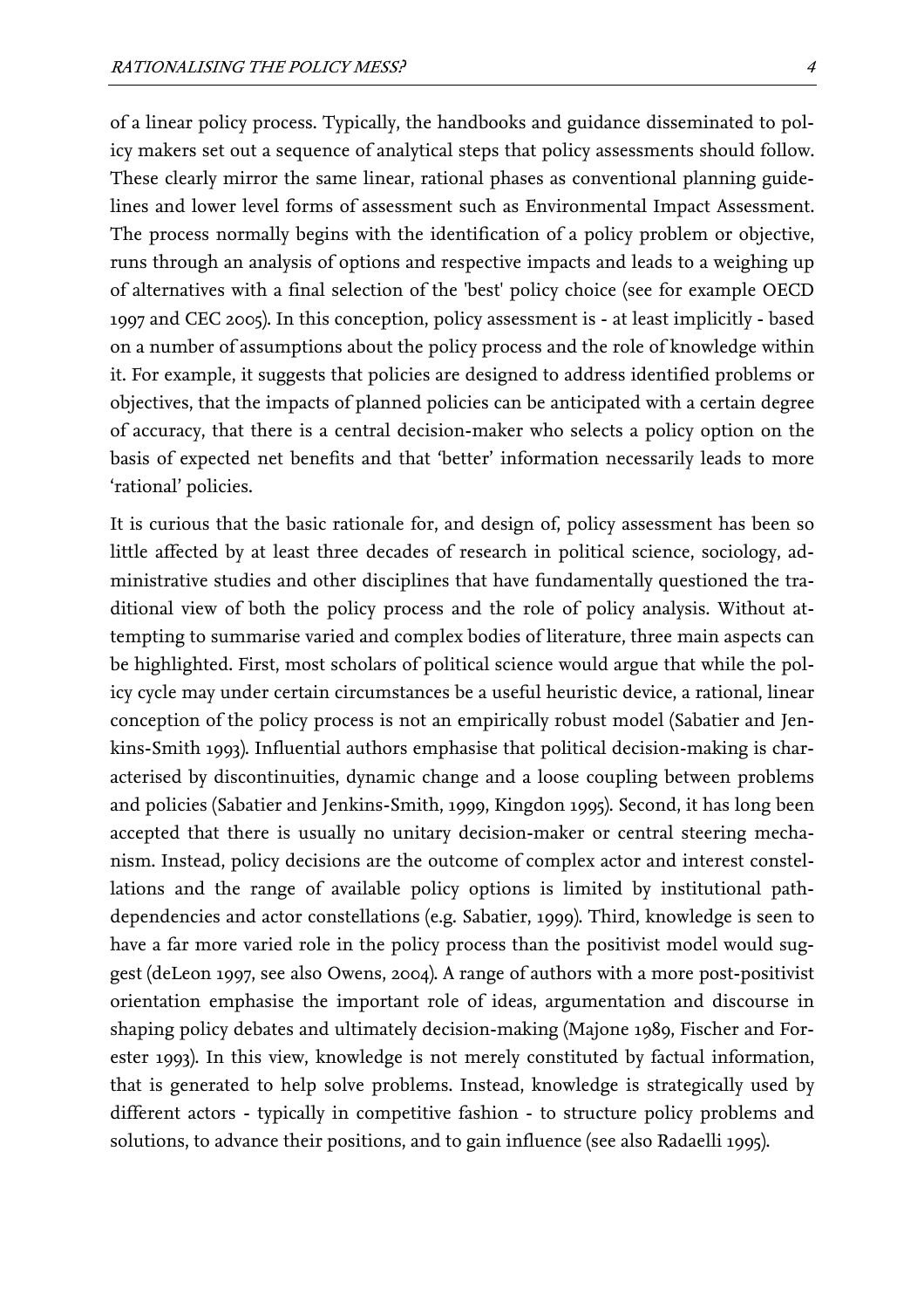of a linear policy process. Typically, the handbooks and guidance disseminated to policy makers set out a sequence of analytical steps that policy assessments should follow. These clearly mirror the same linear, rational phases as conventional planning guidelines and lower level forms of assessment such as Environmental Impact Assessment. The process normally begins with the identification of a policy problem or objective, runs through an analysis of options and respective impacts and leads to a weighing up of alternatives with a final selection of the 'best' policy choice (see for example OECD 1997 and CEC 2005). In this conception, policy assessment is - at least implicitly - based on a number of assumptions about the policy process and the role of knowledge within it. For example, it suggests that policies are designed to address identified problems or objectives, that the impacts of planned policies can be anticipated with a certain degree of accuracy, that there is a central decision-maker who selects a policy option on the basis of expected net benefits and that 'better' information necessarily leads to more 'rational' policies.

It is curious that the basic rationale for, and design of, policy assessment has been so little affected by at least three decades of research in political science, sociology, administrative studies and other disciplines that have fundamentally questioned the traditional view of both the policy process and the role of policy analysis. Without attempting to summarise varied and complex bodies of literature, three main aspects can be highlighted. First, most scholars of political science would argue that while the policy cycle may under certain circumstances be a useful heuristic device, a rational, linear conception of the policy process is not an empirically robust model (Sabatier and Jenkins-Smith 1993). Influential authors emphasise that political decision-making is characterised by discontinuities, dynamic change and a loose coupling between problems and policies (Sabatier and Jenkins-Smith, 1999, Kingdon 1995). Second, it has long been accepted that there is usually no unitary decision-maker or central steering mechanism. Instead, policy decisions are the outcome of complex actor and interest constellations and the range of available policy options is limited by institutional path-dependencies and actor constellations (e.g. Sabatier, 1999). Third, knowledge is seen to have a far more varied role in the policy process than the positivist model would suggest (deLeon 1997, see also Owens, 2004). A range of authors with a more post-positivist orientation emphasise the important role of ideas, argumentation and discourse in shaping policy debates and ultimately decision-making (Majone 1989, Fischer and Forester 1993). In this view, knowledge is not merely constituted by factual information, that is generated to help solve problems. Instead, knowledge is strategically used by different actors - typically in competitive fashion - to structure policy problems and solutions, to advance their positions, and to gain influence (see also Radaelli 1995).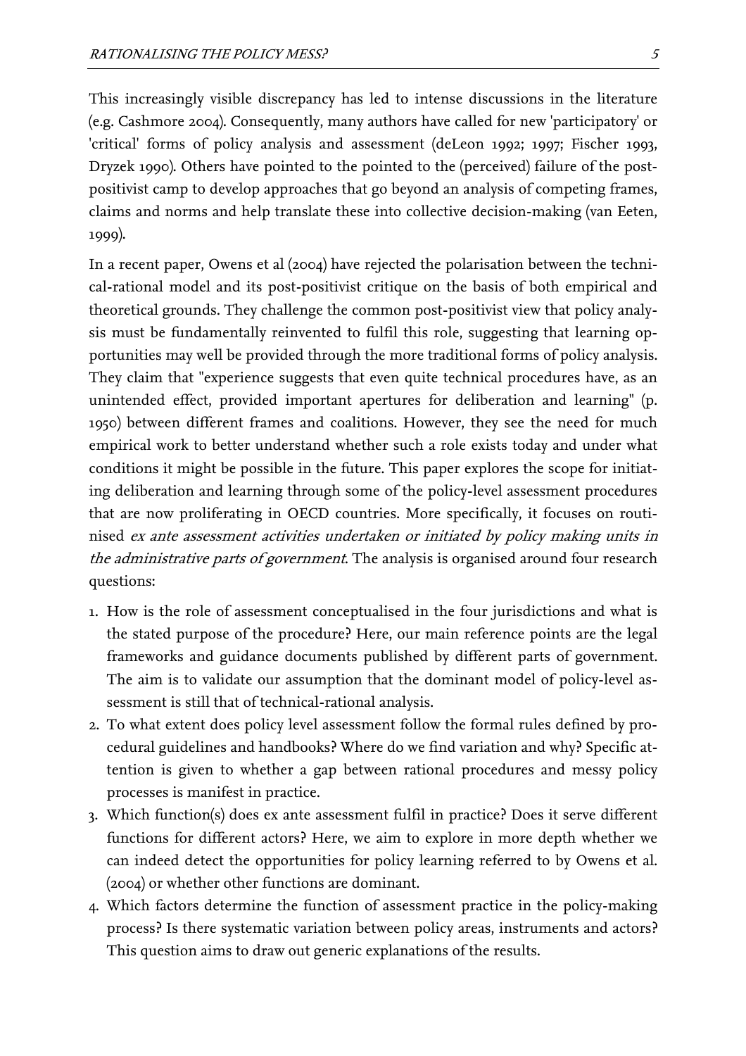This increasingly visible discrepancy has led to intense discussions in the literature (e.g. Cashmore 2004). Consequently, many authors have called for new 'participatory' or 'critical' forms of policy analysis and assessment (deLeon 1992; 1997; Fischer 1993, Dryzek 1990). Others have pointed to the pointed to the (perceived) failure of the post-positivist camp to develop approaches that go beyond an analysis of competing frames, claims and norms and help translate these into collective decision-making (van Eeten, 1999).

In a recent paper, Owens et al (2004) have rejected the polarisation between the technical-rational model and its post-positivist critique on the basis of both empirical and theoretical grounds. They challenge the common post-positivist view that policy analysis must be fundamentally reinvented to fulfil this role, suggesting that learning opportunities may well be provided through the more traditional forms of policy analysis. They claim that "experience suggests that even quite technical procedures have, as an unintended effect, provided important apertures for deliberation and learning" (p. 1950) between different frames and coalitions. However, they see the need for much empirical work to better understand whether such a role exists today and under what conditions it might be possible in the future. This paper explores the scope for initiating deliberation and learning through some of the policy-level assessment procedures that are now proliferating in OECD countries. More specifically, it focuses on routinised *ex ante assessment activities undertaken or initiated by policy making units in the administrative parts of government*. The analysis is organised around four research questions:

1. How is the role of assessment conceptualised in the four jurisdictions and what is the stated purpose of the procedure? Here, our main reference points are the legal frameworks and guidance documents published by different parts of government. The aim is to validate our assumption that the dominant model of policy-level assessment is still that of technical-rational analysis.
2. To what extent does policy level assessment follow the formal rules defined by procedural guidelines and handbooks? Where do we find variation and why? Specific attention is given to whether a gap between rational procedures and messy policy processes is manifest in practice.
3. Which function(s) does ex ante assessment fulfil in practice? Does it serve different functions for different actors? Here, we aim to explore in more depth whether we can indeed detect the opportunities for policy learning referred to by Owens et al. (2004) or whether other functions are dominant.
4. Which factors determine the function of assessment practice in the policy-making process? Is there systematic variation between policy areas, instruments and actors? This question aims to draw out generic explanations of the results.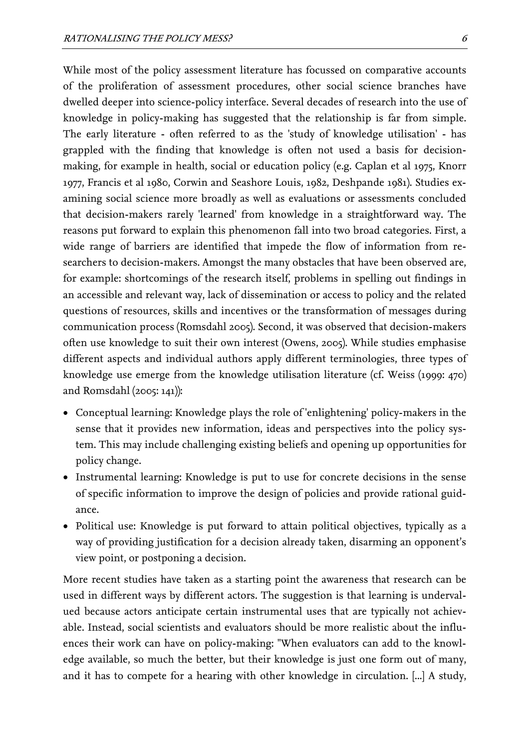While most of the policy assessment literature has focussed on comparative accounts of the proliferation of assessment procedures, other social science branches have dwelled deeper into science-policy interface. Several decades of research into the use of knowledge in policy-making has suggested that the relationship is far from simple. The early literature - often referred to as the 'study of knowledge utilisation' - has grappled with the finding that knowledge is often not used a basis for decision-making, for example in health, social or education policy (e.g. Caplan et al 1975, Knorr 1977, Francis et al 1980, Corwin and Seashore Louis, 1982, Deshpande 1981). Studies examining social science more broadly as well as evaluations or assessments concluded that decision-makers rarely 'learned' from knowledge in a straightforward way. The reasons put forward to explain this phenomenon fall into two broad categories. First, a wide range of barriers are identified that impede the flow of information from researchers to decision-makers. Amongst the many obstacles that have been observed are, for example: shortcomings of the research itself, problems in spelling out findings in an accessible and relevant way, lack of dissemination or access to policy and the related questions of resources, skills and incentives or the transformation of messages during communication process (Romsdahl 2005). Second, it was observed that decision-makers often use knowledge to suit their own interest (Owens, 2005). While studies emphasise different aspects and individual authors apply different terminologies, three types of knowledge use emerge from the knowledge utilisation literature (cf. Weiss (1999: 470) and Romsdahl (2005: 141)):

- Conceptual learning: Knowledge plays the role of 'enlightening' policy-makers in the sense that it provides new information, ideas and perspectives into the policy system. This may include challenging existing beliefs and opening up opportunities for policy change.
- Instrumental learning: Knowledge is put to use for concrete decisions in the sense of specific information to improve the design of policies and provide rational guidance.
- Political use: Knowledge is put forward to attain political objectives, typically as a way of providing justification for a decision already taken, disarming an opponent's view point, or postponing a decision.

More recent studies have taken as a starting point the awareness that research can be used in different ways by different actors. The suggestion is that learning is undervalued because actors anticipate certain instrumental uses that are typically not achievable. Instead, social scientists and evaluators should be more realistic about the influences their work can have on policy-making: "When evaluators can add to the knowledge available, so much the better, but their knowledge is just one form out of many, and it has to compete for a hearing with other knowledge in circulation. [...] A study,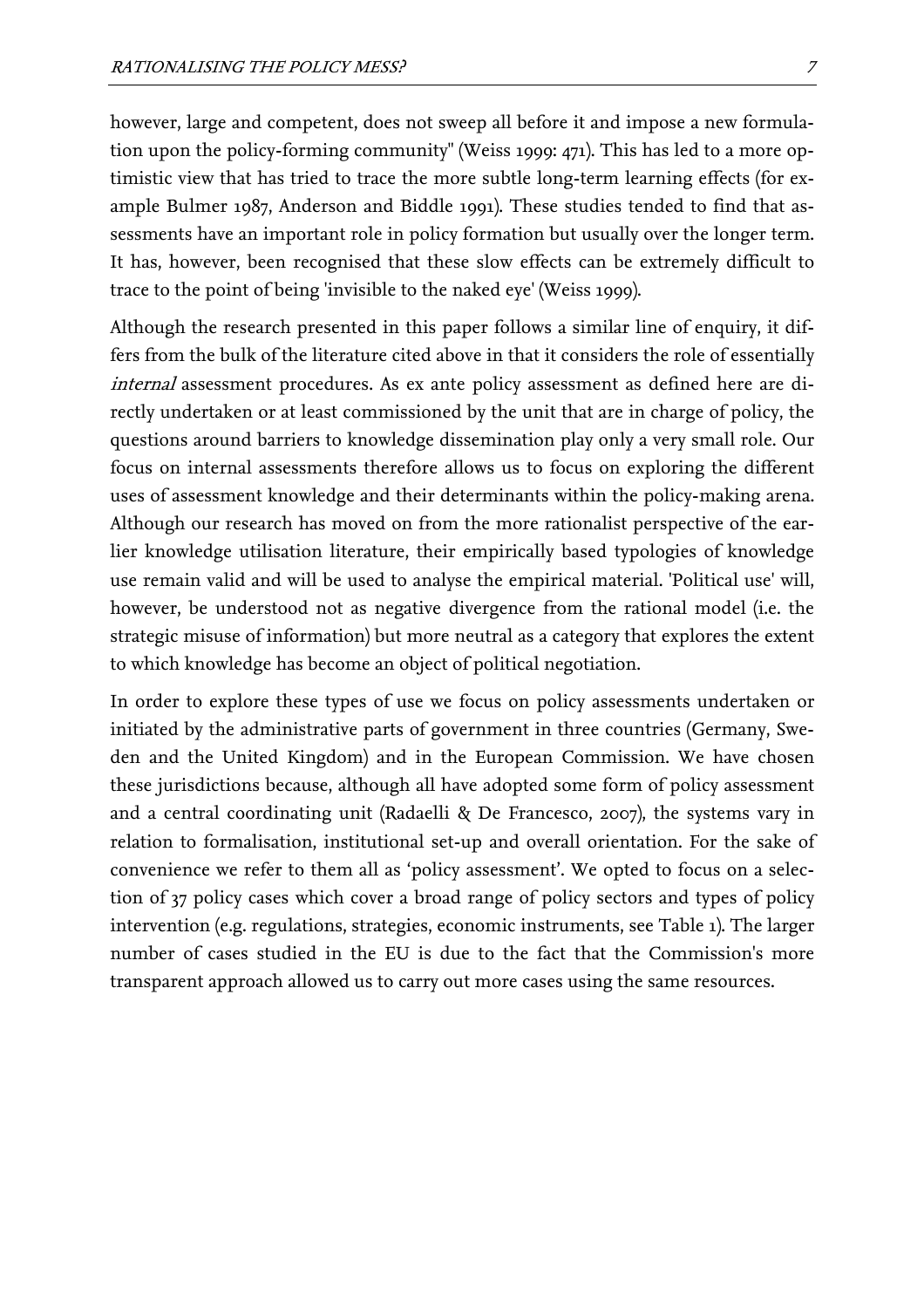however, large and competent, does not sweep all before it and impose a new formulation upon the policy-forming community" (Weiss 1999: 471). This has led to a more optimistic view that has tried to trace the more subtle long-term learning effects (for example Bulmer 1987, Anderson and Biddle 1991). These studies tended to find that assessments have an important role in policy formation but usually over the longer term. It has, however, been recognised that these slow effects can be extremely difficult to trace to the point of being 'invisible to the naked eye' (Weiss 1999).

Although the research presented in this paper follows a similar line of enquiry, it differs from the bulk of the literature cited above in that it considers the role of essentially *internal* assessment procedures. As ex ante policy assessment as defined here are directly undertaken or at least commissioned by the unit that are in charge of policy, the questions around barriers to knowledge dissemination play only a very small role. Our focus on internal assessments therefore allows us to focus on exploring the different uses of assessment knowledge and their determinants within the policy-making arena. Although our research has moved on from the more rationalist perspective of the earlier knowledge utilisation literature, their empirically based typologies of knowledge use remain valid and will be used to analyse the empirical material. 'Political use' will, however, be understood not as negative divergence from the rational model (i.e. the strategic misuse of information) but more neutral as a category that explores the extent to which knowledge has become an object of political negotiation.

In order to explore these types of use we focus on policy assessments undertaken or initiated by the administrative parts of government in three countries (Germany, Sweden and the United Kingdom) and in the European Commission. We have chosen these jurisdictions because, although all have adopted some form of policy assessment and a central coordinating unit (Radaelli & De Francesco, 2007), the systems vary in relation to formalisation, institutional set-up and overall orientation. For the sake of convenience we refer to them all as 'policy assessment'. We opted to focus on a selection of 37 policy cases which cover a broad range of policy sectors and types of policy intervention (e.g. regulations, strategies, economic instruments, see Table 1). The larger number of cases studied in the EU is due to the fact that the Commission's more transparent approach allowed us to carry out more cases using the same resources.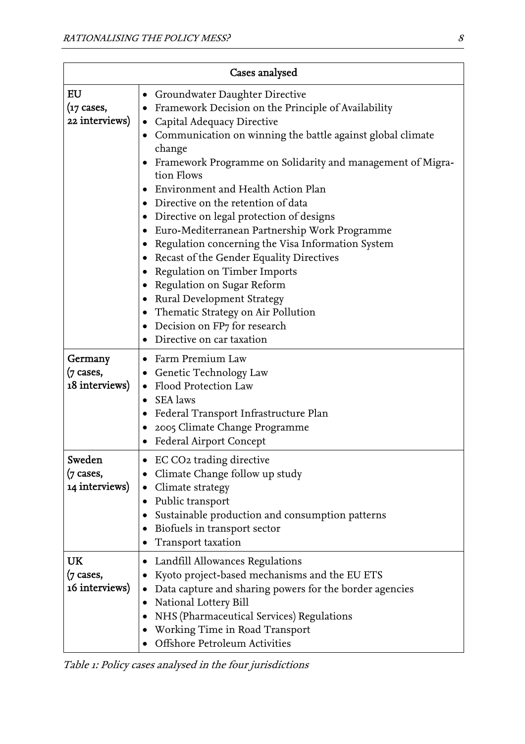| Cases analysed | |
|---|---|
| **EU** (17 cases, 22 interviews) | • Groundwater Daughter Directive<br>• Framework Decision on the Principle of Availability<br>• Capital Adequacy Directive<br>• Communication on winning the battle against global climate change<br>• Framework Programme on Solidarity and management of Migration Flows<br>• Environment and Health Action Plan<br>• Directive on the retention of data<br>• Directive on legal protection of designs<br>• Euro-Mediterranean Partnership Work Programme<br>• Regulation concerning the Visa Information System<br>• Recast of the Gender Equality Directives<br>• Regulation on Timber Imports<br>• Regulation on Sugar Reform<br>• Rural Development Strategy<br>• Thematic Strategy on Air Pollution<br>• Decision on FP7 for research<br>• Directive on car taxation |
| **Germany** (7 cases, 18 interviews) | • Farm Premium Law<br>• Genetic Technology Law<br>• Flood Protection Law<br>• SEA laws<br>• Federal Transport Infrastructure Plan<br>• 2005 Climate Change Programme<br>• Federal Airport Concept |
| **Sweden** (7 cases, 14 interviews) | • EC $CO_2$ trading directive<br>• Climate Change follow up study<br>• Climate strategy<br>• Public transport<br>• Sustainable production and consumption patterns<br>• Biofuels in transport sector<br>• Transport taxation |
| **UK** (7 cases, 16 interviews) | • Landfill Allowances Regulations<br>• Kyoto project-based mechanisms and the EU ETS<br>• Data capture and sharing powers for the border agencies<br>• National Lottery Bill<br>• NHS (Pharmaceutical Services) Regulations<br>• Working Time in Road Transport<br>• Offshore Petroleum Activities |

*Table 1: Policy cases analysed in the four jurisdictions*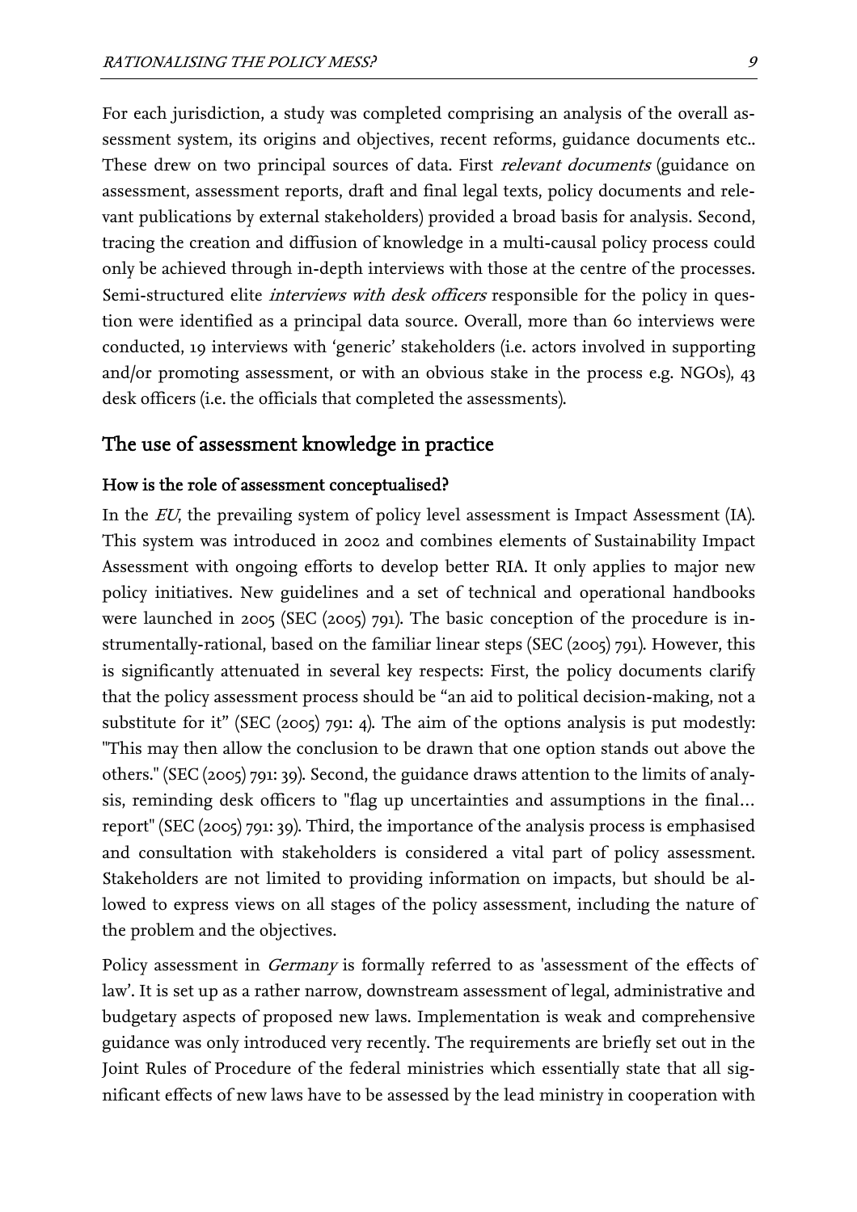For each jurisdiction, a study was completed comprising an analysis of the overall assessment system, its origins and objectives, recent reforms, guidance documents etc.. These drew on two principal sources of data. First *relevant documents* (guidance on assessment, assessment reports, draft and final legal texts, policy documents and relevant publications by external stakeholders) provided a broad basis for analysis. Second, tracing the creation and diffusion of knowledge in a multi-causal policy process could only be achieved through in-depth interviews with those at the centre of the processes. Semi-structured elite *interviews with desk officers* responsible for the policy in question were identified as a principal data source. Overall, more than 60 interviews were conducted, 19 interviews with 'generic' stakeholders (i.e. actors involved in supporting and/or promoting assessment, or with an obvious stake in the process e.g. NGOs), 43 desk officers (i.e. the officials that completed the assessments).

## The use of assessment knowledge in practice

### How is the role of assessment conceptualised?

In the *EU*, the prevailing system of policy level assessment is Impact Assessment (IA). This system was introduced in 2002 and combines elements of Sustainability Impact Assessment with ongoing efforts to develop better RIA. It only applies to major new policy initiatives. New guidelines and a set of technical and operational handbooks were launched in 2005 (SEC (2005) 791). The basic conception of the procedure is instrumentally-rational, based on the familiar linear steps (SEC (2005) 791). However, this is significantly attenuated in several key respects: First, the policy documents clarify that the policy assessment process should be "an aid to political decision-making, not a substitute for it" (SEC (2005) 791: 4). The aim of the options analysis is put modestly: "This may then allow the conclusion to be drawn that one option stands out above the others." (SEC (2005) 791: 39). Second, the guidance draws attention to the limits of analysis, reminding desk officers to "flag up uncertainties and assumptions in the final… report" (SEC (2005) 791: 39). Third, the importance of the analysis process is emphasised and consultation with stakeholders is considered a vital part of policy assessment. Stakeholders are not limited to providing information on impacts, but should be allowed to express views on all stages of the policy assessment, including the nature of the problem and the objectives.

Policy assessment in *Germany* is formally referred to as 'assessment of the effects of law'. It is set up as a rather narrow, downstream assessment of legal, administrative and budgetary aspects of proposed new laws. Implementation is weak and comprehensive guidance was only introduced very recently. The requirements are briefly set out in the Joint Rules of Procedure of the federal ministries which essentially state that all significant effects of new laws have to be assessed by the lead ministry in cooperation with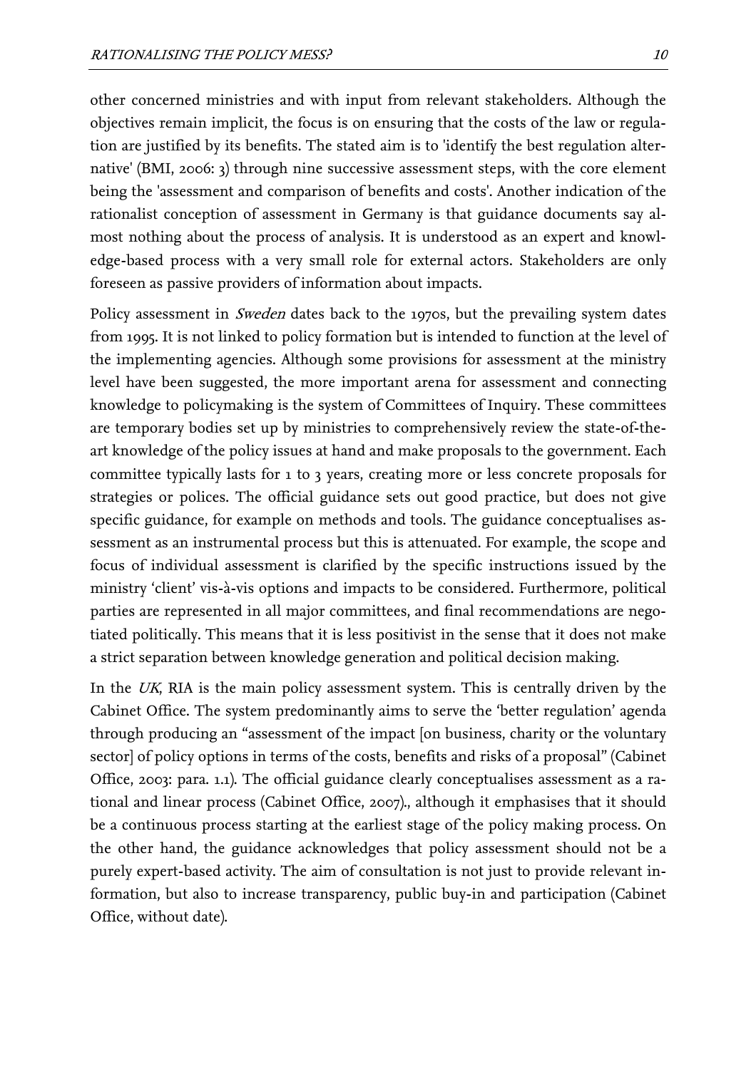other concerned ministries and with input from relevant stakeholders. Although the objectives remain implicit, the focus is on ensuring that the costs of the law or regulation are justified by its benefits. The stated aim is to 'identify the best regulation alternative' (BMI, 2006: 3) through nine successive assessment steps, with the core element being the 'assessment and comparison of benefits and costs'. Another indication of the rationalist conception of assessment in Germany is that guidance documents say almost nothing about the process of analysis. It is understood as an expert and knowledge-based process with a very small role for external actors. Stakeholders are only foreseen as passive providers of information about impacts.

Policy assessment in *Sweden* dates back to the 1970s, but the prevailing system dates from 1995. It is not linked to policy formation but is intended to function at the level of the implementing agencies. Although some provisions for assessment at the ministry level have been suggested, the more important arena for assessment and connecting knowledge to policymaking is the system of Committees of Inquiry. These committees are temporary bodies set up by ministries to comprehensively review the state-of-the-art knowledge of the policy issues at hand and make proposals to the government. Each committee typically lasts for 1 to 3 years, creating more or less concrete proposals for strategies or polices. The official guidance sets out good practice, but does not give specific guidance, for example on methods and tools. The guidance conceptualises assessment as an instrumental process but this is attenuated. For example, the scope and focus of individual assessment is clarified by the specific instructions issued by the ministry 'client' vis-à-vis options and impacts to be considered. Furthermore, political parties are represented in all major committees, and final recommendations are negotiated politically. This means that it is less positivist in the sense that it does not make a strict separation between knowledge generation and political decision making.

In the *UK*, RIA is the main policy assessment system. This is centrally driven by the Cabinet Office. The system predominantly aims to serve the 'better regulation' agenda through producing an "assessment of the impact [on business, charity or the voluntary sector] of policy options in terms of the costs, benefits and risks of a proposal" (Cabinet Office, 2003: para. 1.1). The official guidance clearly conceptualises assessment as a rational and linear process (Cabinet Office, 2007)., although it emphasises that it should be a continuous process starting at the earliest stage of the policy making process. On the other hand, the guidance acknowledges that policy assessment should not be a purely expert-based activity. The aim of consultation is not just to provide relevant information, but also to increase transparency, public buy-in and participation (Cabinet Office, without date).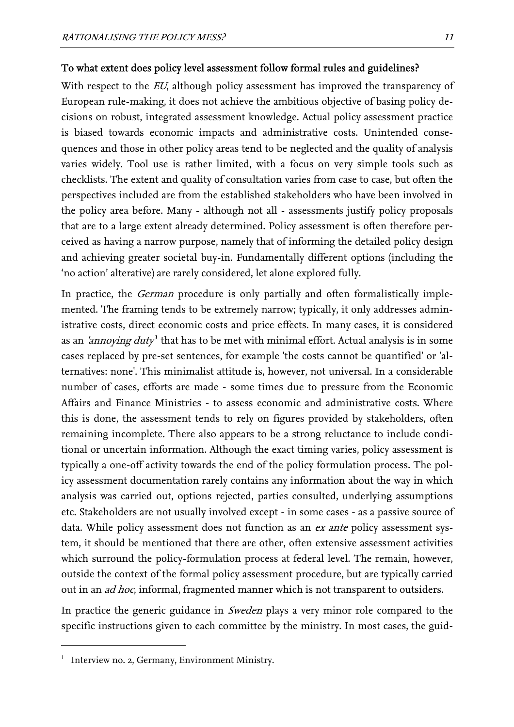#### To what extent does policy level assessment follow formal rules and guidelines?

With respect to the *EU*, although policy assessment has improved the transparency of European rule-making, it does not achieve the ambitious objective of basing policy decisions on robust, integrated assessment knowledge. Actual policy assessment practice is biased towards economic impacts and administrative costs. Unintended consequences and those in other policy areas tend to be neglected and the quality of analysis varies widely. Tool use is rather limited, with a focus on very simple tools such as checklists. The extent and quality of consultation varies from case to case, but often the perspectives included are from the established stakeholders who have been involved in the policy area before. Many - although not all - assessments justify policy proposals that are to a large extent already determined. Policy assessment is often therefore perceived as having a narrow purpose, namely that of informing the detailed policy design and achieving greater societal buy-in. Fundamentally different options (including the 'no action' alterative) are rarely considered, let alone explored fully.

In practice, the *German* procedure is only partially and often formalistically implemented. The framing tends to be extremely narrow; typically, it only addresses administrative costs, direct economic costs and price effects. In many cases, it is considered as an *'annoying duty'*[1] that has to be met with minimal effort. Actual analysis is in some cases replaced by pre-set sentences, for example 'the costs cannot be quantified' or 'alternatives: none'. This minimalist attitude is, however, not universal. In a considerable number of cases, efforts are made - some times due to pressure from the Economic Affairs and Finance Ministries - to assess economic and administrative costs. Where this is done, the assessment tends to rely on figures provided by stakeholders, often remaining incomplete. There also appears to be a strong reluctance to include conditional or uncertain information. Although the exact timing varies, policy assessment is typically a one-off activity towards the end of the policy formulation process. The policy assessment documentation rarely contains any information about the way in which analysis was carried out, options rejected, parties consulted, underlying assumptions etc. Stakeholders are not usually involved except - in some cases - as a passive source of data. While policy assessment does not function as an *ex ante* policy assessment system, it should be mentioned that there are other, often extensive assessment activities which surround the policy-formulation process at federal level. The remain, however, outside the context of the formal policy assessment procedure, but are typically carried out in an *ad hoc*, informal, fragmented manner which is not transparent to outsiders.

In practice the generic guidance in *Sweden* plays a very minor role compared to the specific instructions given to each committee by the ministry. In most cases, the guid-

---

[1] Interview no. 2, Germany, Environment Ministry.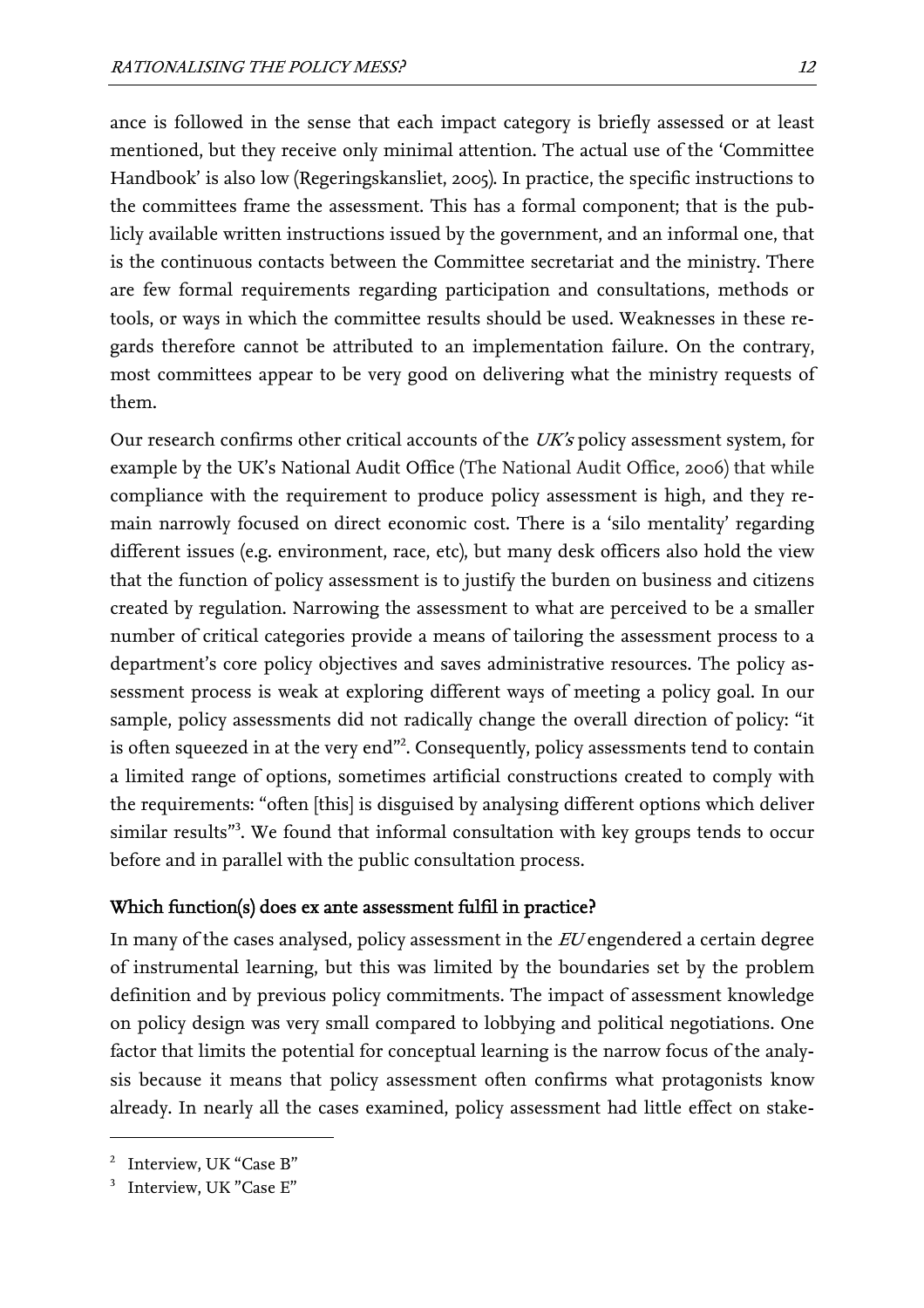ance is followed in the sense that each impact category is briefly assessed or at least mentioned, but they receive only minimal attention. The actual use of the 'Committee Handbook' is also low (Regeringskansliet, 2005). In practice, the specific instructions to the committees frame the assessment. This has a formal component; that is the publicly available written instructions issued by the government, and an informal one, that is the continuous contacts between the Committee secretariat and the ministry. There are few formal requirements regarding participation and consultations, methods or tools, or ways in which the committee results should be used. Weaknesses in these regards therefore cannot be attributed to an implementation failure. On the contrary, most committees appear to be very good on delivering what the ministry requests of them.

Our research confirms other critical accounts of the *UK's* policy assessment system, for example by the UK's National Audit Office (The National Audit Office, 2006) that while compliance with the requirement to produce policy assessment is high, and they remain narrowly focused on direct economic cost. There is a 'silo mentality' regarding different issues (e.g. environment, race, etc), but many desk officers also hold the view that the function of policy assessment is to justify the burden on business and citizens created by regulation. Narrowing the assessment to what are perceived to be a smaller number of critical categories provide a means of tailoring the assessment process to a department's core policy objectives and saves administrative resources. The policy assessment process is weak at exploring different ways of meeting a policy goal. In our sample, policy assessments did not radically change the overall direction of policy: "it is often squeezed in at the very end"[2]. Consequently, policy assessments tend to contain a limited range of options, sometimes artificial constructions created to comply with the requirements: "often [this] is disguised by analysing different options which deliver similar results"[3]. We found that informal consultation with key groups tends to occur before and in parallel with the public consultation process.

### Which function(s) does ex ante assessment fulfil in practice?

In many of the cases analysed, policy assessment in the *EU* engendered a certain degree of instrumental learning, but this was limited by the boundaries set by the problem definition and by previous policy commitments. The impact of assessment knowledge on policy design was very small compared to lobbying and political negotiations. One factor that limits the potential for conceptual learning is the narrow focus of the analysis because it means that policy assessment often confirms what protagonists know already. In nearly all the cases examined, policy assessment had little effect on stake-

---

[2] Interview, UK "Case B"

[3] Interview, UK "Case E"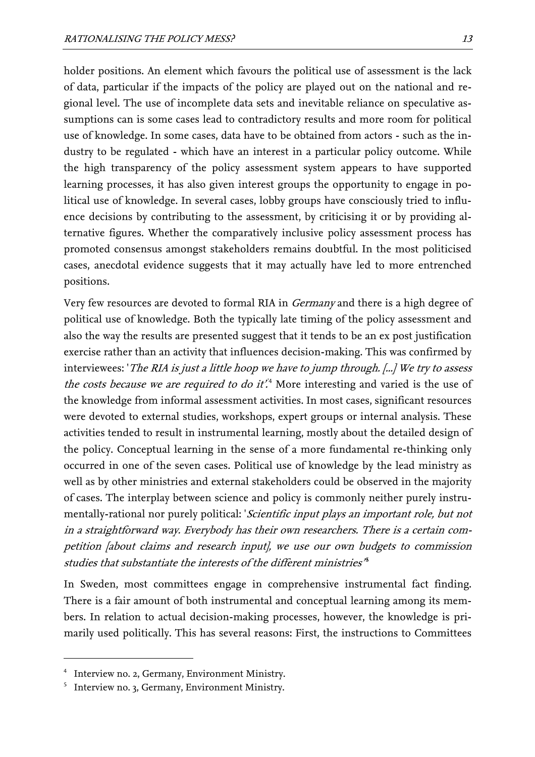holder positions. An element which favours the political use of assessment is the lack of data, particular if the impacts of the policy are played out on the national and regional level. The use of incomplete data sets and inevitable reliance on speculative assumptions can is some cases lead to contradictory results and more room for political use of knowledge. In some cases, data have to be obtained from actors - such as the industry to be regulated - which have an interest in a particular policy outcome. While the high transparency of the policy assessment system appears to have supported learning processes, it has also given interest groups the opportunity to engage in political use of knowledge. In several cases, lobby groups have consciously tried to influence decisions by contributing to the assessment, by criticising it or by providing alternative figures. Whether the comparatively inclusive policy assessment process has promoted consensus amongst stakeholders remains doubtful. In the most politicised cases, anecdotal evidence suggests that it may actually have led to more entrenched positions.

Very few resources are devoted to formal RIA in *Germany* and there is a high degree of political use of knowledge. Both the typically late timing of the policy assessment and also the way the results are presented suggest that it tends to be an ex post justification exercise rather than an activity that influences decision-making. This was confirmed by interviewees: '*The RIA is just a little hoop we have to jump through. [...] We try to assess the costs because we are required to do it*'.[4] More interesting and varied is the use of the knowledge from informal assessment activities. In most cases, significant resources were devoted to external studies, workshops, expert groups or internal analysis. These activities tended to result in instrumental learning, mostly about the detailed design of the policy. Conceptual learning in the sense of a more fundamental re-thinking only occurred in one of the seven cases. Political use of knowledge by the lead ministry as well as by other ministries and external stakeholders could be observed in the majority of cases. The interplay between science and policy is commonly neither purely instrumentally-rational nor purely political: '*Scientific input plays an important role, but not in a straightforward way. Everybody has their own researchers. There is a certain competition [about claims and research input], we use our own budgets to commission studies that substantiate the interests of the different ministries*'[5]

In Sweden, most committees engage in comprehensive instrumental fact finding. There is a fair amount of both instrumental and conceptual learning among its members. In relation to actual decision-making processes, however, the knowledge is primarily used politically. This has several reasons: First, the instructions to Committees

---

[4] Interview no. 2, Germany, Environment Ministry.

[5] Interview no. 3, Germany, Environment Ministry.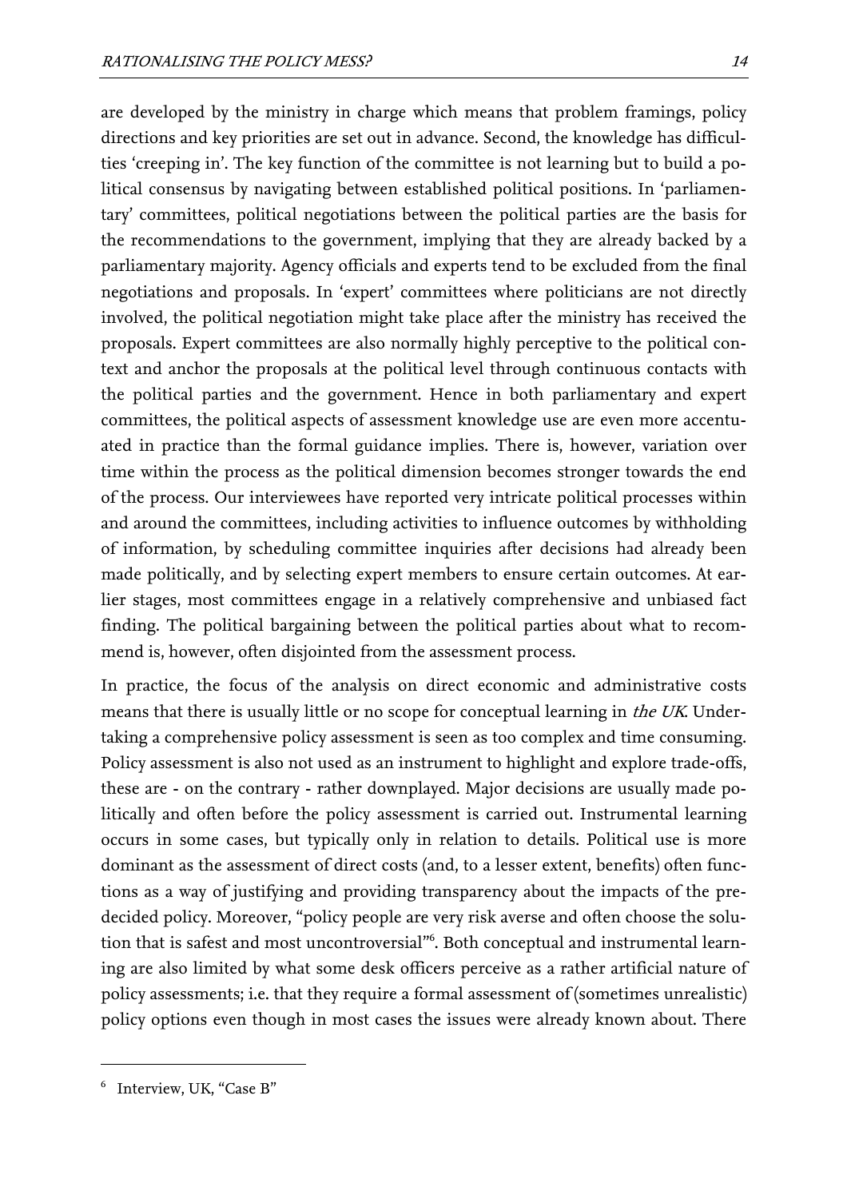are developed by the ministry in charge which means that problem framings, policy directions and key priorities are set out in advance. Second, the knowledge has difficulties 'creeping in'. The key function of the committee is not learning but to build a political consensus by navigating between established political positions. In 'parliamentary' committees, political negotiations between the political parties are the basis for the recommendations to the government, implying that they are already backed by a parliamentary majority. Agency officials and experts tend to be excluded from the final negotiations and proposals. In 'expert' committees where politicians are not directly involved, the political negotiation might take place after the ministry has received the proposals. Expert committees are also normally highly perceptive to the political context and anchor the proposals at the political level through continuous contacts with the political parties and the government. Hence in both parliamentary and expert committees, the political aspects of assessment knowledge use are even more accentuated in practice than the formal guidance implies. There is, however, variation over time within the process as the political dimension becomes stronger towards the end of the process. Our interviewees have reported very intricate political processes within and around the committees, including activities to influence outcomes by withholding of information, by scheduling committee inquiries after decisions had already been made politically, and by selecting expert members to ensure certain outcomes. At earlier stages, most committees engage in a relatively comprehensive and unbiased fact finding. The political bargaining between the political parties about what to recommend is, however, often disjointed from the assessment process.

In practice, the focus of the analysis on direct economic and administrative costs means that there is usually little or no scope for conceptual learning in *the UK*. Undertaking a comprehensive policy assessment is seen as too complex and time consuming. Policy assessment is also not used as an instrument to highlight and explore trade-offs, these are - on the contrary - rather downplayed. Major decisions are usually made politically and often before the policy assessment is carried out. Instrumental learning occurs in some cases, but typically only in relation to details. Political use is more dominant as the assessment of direct costs (and, to a lesser extent, benefits) often functions as a way of justifying and providing transparency about the impacts of the pre-decided policy. Moreover, "policy people are very risk averse and often choose the solution that is safest and most uncontroversial"[6]. Both conceptual and instrumental learning are also limited by what some desk officers perceive as a rather artificial nature of policy assessments; i.e. that they require a formal assessment of (sometimes unrealistic) policy options even though in most cases the issues were already known about. There

[6] Interview, UK, "Case B"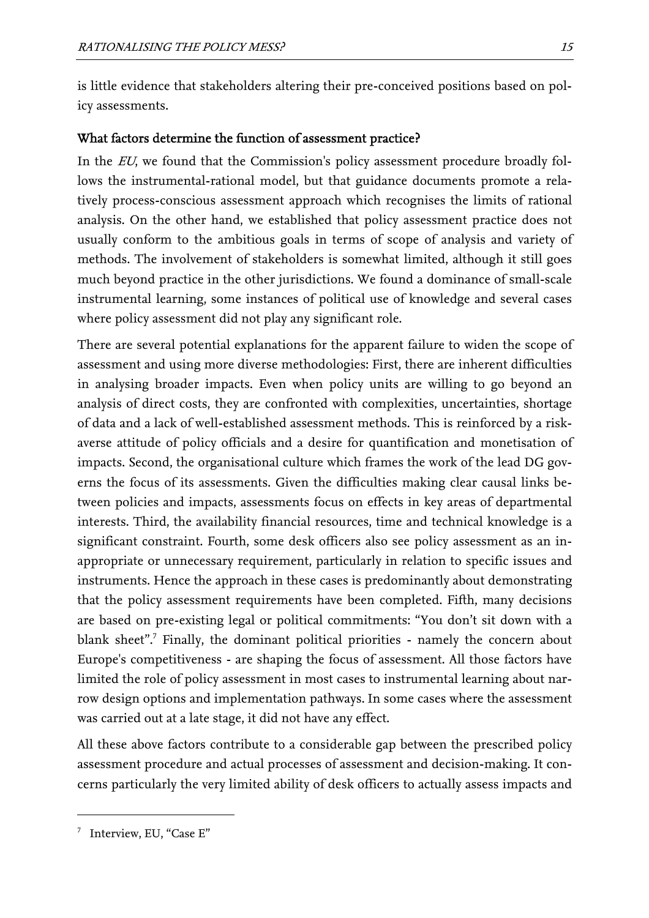is little evidence that stakeholders altering their pre-conceived positions based on policy assessments.

**What factors determine the function of assessment practice?**

In the *EU*, we found that the Commission's policy assessment procedure broadly follows the instrumental-rational model, but that guidance documents promote a relatively process-conscious assessment approach which recognises the limits of rational analysis. On the other hand, we established that policy assessment practice does not usually conform to the ambitious goals in terms of scope of analysis and variety of methods. The involvement of stakeholders is somewhat limited, although it still goes much beyond practice in the other jurisdictions. We found a dominance of small-scale instrumental learning, some instances of political use of knowledge and several cases where policy assessment did not play any significant role.

There are several potential explanations for the apparent failure to widen the scope of assessment and using more diverse methodologies: First, there are inherent difficulties in analysing broader impacts. Even when policy units are willing to go beyond an analysis of direct costs, they are confronted with complexities, uncertainties, shortage of data and a lack of well-established assessment methods. This is reinforced by a risk-averse attitude of policy officials and a desire for quantification and monetisation of impacts. Second, the organisational culture which frames the work of the lead DG governs the focus of its assessments. Given the difficulties making clear causal links between policies and impacts, assessments focus on effects in key areas of departmental interests. Third, the availability financial resources, time and technical knowledge is a significant constraint. Fourth, some desk officers also see policy assessment as an inappropriate or unnecessary requirement, particularly in relation to specific issues and instruments. Hence the approach in these cases is predominantly about demonstrating that the policy assessment requirements have been completed. Fifth, many decisions are based on pre-existing legal or political commitments: "You don't sit down with a blank sheet".[7] Finally, the dominant political priorities - namely the concern about Europe's competitiveness - are shaping the focus of assessment. All those factors have limited the role of policy assessment in most cases to instrumental learning about narrow design options and implementation pathways. In some cases where the assessment was carried out at a late stage, it did not have any effect.

All these above factors contribute to a considerable gap between the prescribed policy assessment procedure and actual processes of assessment and decision-making. It concerns particularly the very limited ability of desk officers to actually assess impacts and

[7] Interview, EU, "Case E"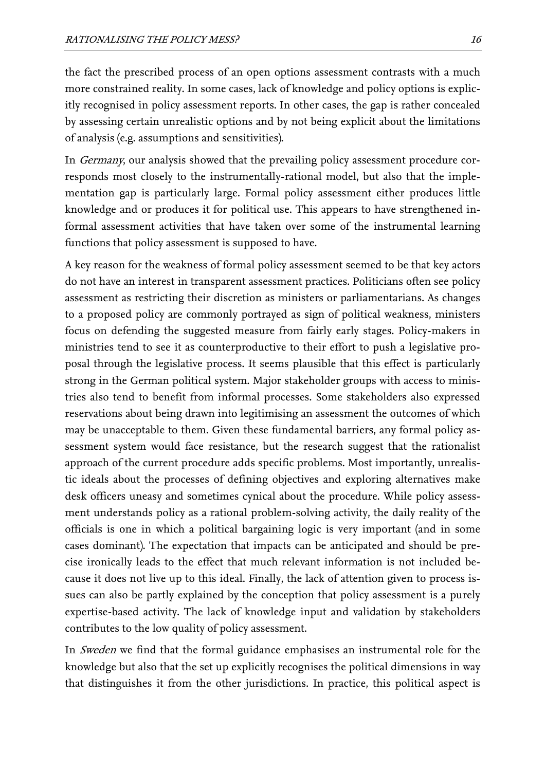the fact the prescribed process of an open options assessment contrasts with a much more constrained reality. In some cases, lack of knowledge and policy options is explicitly recognised in policy assessment reports. In other cases, the gap is rather concealed by assessing certain unrealistic options and by not being explicit about the limitations of analysis (e.g. assumptions and sensitivities).

In *Germany*, our analysis showed that the prevailing policy assessment procedure corresponds most closely to the instrumentally-rational model, but also that the implementation gap is particularly large. Formal policy assessment either produces little knowledge and or produces it for political use. This appears to have strengthened informal assessment activities that have taken over some of the instrumental learning functions that policy assessment is supposed to have.

A key reason for the weakness of formal policy assessment seemed to be that key actors do not have an interest in transparent assessment practices. Politicians often see policy assessment as restricting their discretion as ministers or parliamentarians. As changes to a proposed policy are commonly portrayed as sign of political weakness, ministers focus on defending the suggested measure from fairly early stages. Policy-makers in ministries tend to see it as counterproductive to their effort to push a legislative proposal through the legislative process. It seems plausible that this effect is particularly strong in the German political system. Major stakeholder groups with access to ministries also tend to benefit from informal processes. Some stakeholders also expressed reservations about being drawn into legitimising an assessment the outcomes of which may be unacceptable to them. Given these fundamental barriers, any formal policy assessment system would face resistance, but the research suggest that the rationalist approach of the current procedure adds specific problems. Most importantly, unrealistic ideals about the processes of defining objectives and exploring alternatives make desk officers uneasy and sometimes cynical about the procedure. While policy assessment understands policy as a rational problem-solving activity, the daily reality of the officials is one in which a political bargaining logic is very important (and in some cases dominant). The expectation that impacts can be anticipated and should be precise ironically leads to the effect that much relevant information is not included because it does not live up to this ideal. Finally, the lack of attention given to process issues can also be partly explained by the conception that policy assessment is a purely expertise-based activity. The lack of knowledge input and validation by stakeholders contributes to the low quality of policy assessment.

In *Sweden* we find that the formal guidance emphasises an instrumental role for the knowledge but also that the set up explicitly recognises the political dimensions in way that distinguishes it from the other jurisdictions. In practice, this political aspect is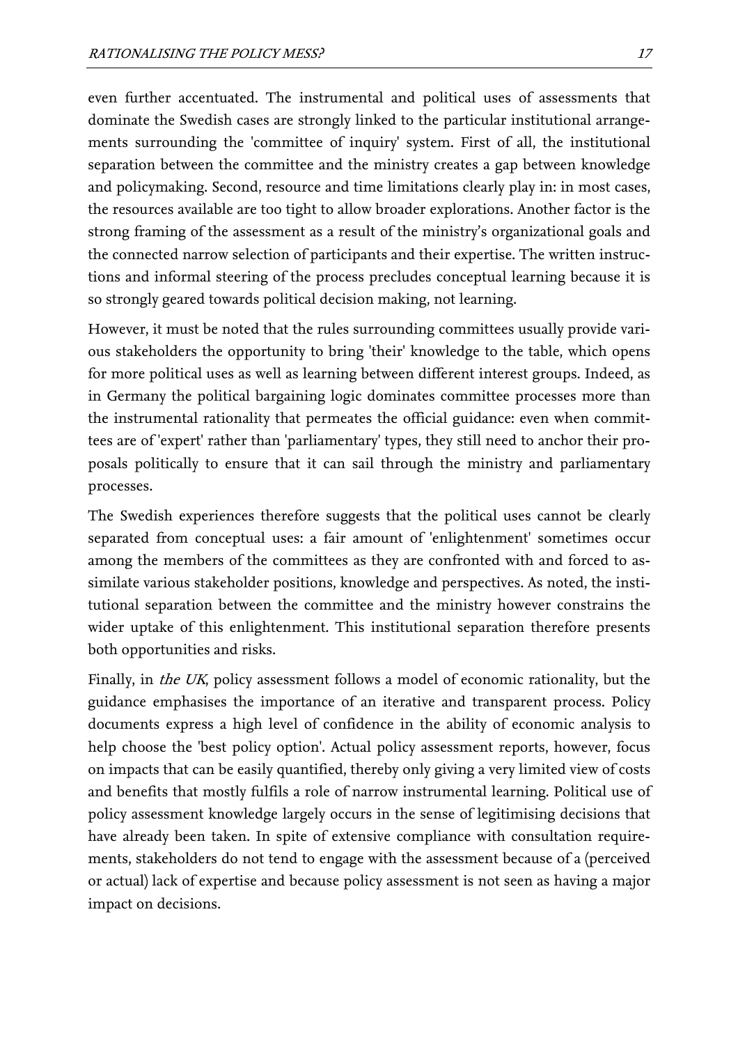even further accentuated. The instrumental and political uses of assessments that dominate the Swedish cases are strongly linked to the particular institutional arrangements surrounding the 'committee of inquiry' system. First of all, the institutional separation between the committee and the ministry creates a gap between knowledge and policymaking. Second, resource and time limitations clearly play in: in most cases, the resources available are too tight to allow broader explorations. Another factor is the strong framing of the assessment as a result of the ministry's organizational goals and the connected narrow selection of participants and their expertise. The written instructions and informal steering of the process precludes conceptual learning because it is so strongly geared towards political decision making, not learning.

However, it must be noted that the rules surrounding committees usually provide various stakeholders the opportunity to bring 'their' knowledge to the table, which opens for more political uses as well as learning between different interest groups. Indeed, as in Germany the political bargaining logic dominates committee processes more than the instrumental rationality that permeates the official guidance: even when committees are of 'expert' rather than 'parliamentary' types, they still need to anchor their proposals politically to ensure that it can sail through the ministry and parliamentary processes.

The Swedish experiences therefore suggests that the political uses cannot be clearly separated from conceptual uses: a fair amount of 'enlightenment' sometimes occur among the members of the committees as they are confronted with and forced to assimilate various stakeholder positions, knowledge and perspectives. As noted, the institutional separation between the committee and the ministry however constrains the wider uptake of this enlightenment. This institutional separation therefore presents both opportunities and risks.

Finally, in *the UK*, policy assessment follows a model of economic rationality, but the guidance emphasises the importance of an iterative and transparent process. Policy documents express a high level of confidence in the ability of economic analysis to help choose the 'best policy option'. Actual policy assessment reports, however, focus on impacts that can be easily quantified, thereby only giving a very limited view of costs and benefits that mostly fulfils a role of narrow instrumental learning. Political use of policy assessment knowledge largely occurs in the sense of legitimising decisions that have already been taken. In spite of extensive compliance with consultation requirements, stakeholders do not tend to engage with the assessment because of a (perceived or actual) lack of expertise and because policy assessment is not seen as having a major impact on decisions.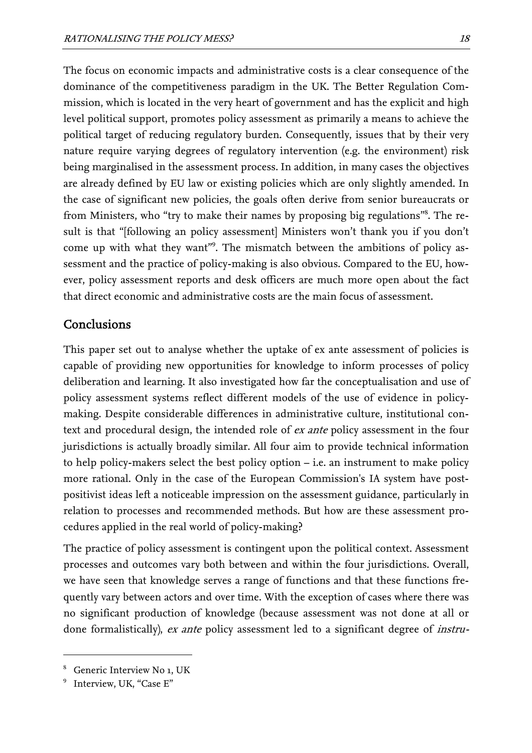The focus on economic impacts and administrative costs is a clear consequence of the dominance of the competitiveness paradigm in the UK. The Better Regulation Commission, which is located in the very heart of government and has the explicit and high level political support, promotes policy assessment as primarily a means to achieve the political target of reducing regulatory burden. Consequently, issues that by their very nature require varying degrees of regulatory intervention (e.g. the environment) risk being marginalised in the assessment process. In addition, in many cases the objectives are already defined by EU law or existing policies which are only slightly amended. In the case of significant new policies, the goals often derive from senior bureaucrats or from Ministers, who "try to make their names by proposing big regulations"[8]. The result is that "[following an policy assessment] Ministers won't thank you if you don't come up with what they want"[9]. The mismatch between the ambitions of policy assessment and the practice of policy-making is also obvious. Compared to the EU, however, policy assessment reports and desk officers are much more open about the fact that direct economic and administrative costs are the main focus of assessment.

## Conclusions

This paper set out to analyse whether the uptake of ex ante assessment of policies is capable of providing new opportunities for knowledge to inform processes of policy deliberation and learning. It also investigated how far the conceptualisation and use of policy assessment systems reflect different models of the use of evidence in policy-making. Despite considerable differences in administrative culture, institutional context and procedural design, the intended role of *ex ante* policy assessment in the four jurisdictions is actually broadly similar. All four aim to provide technical information to help policy-makers select the best policy option – i.e. an instrument to make policy more rational. Only in the case of the European Commission's IA system have post-positivist ideas left a noticeable impression on the assessment guidance, particularly in relation to processes and recommended methods. But how are these assessment procedures applied in the real world of policy-making?

The practice of policy assessment is contingent upon the political context. Assessment processes and outcomes vary both between and within the four jurisdictions. Overall, we have seen that knowledge serves a range of functions and that these functions frequently vary between actors and over time. With the exception of cases where there was no significant production of knowledge (because assessment was not done at all or done formalistically), *ex ante* policy assessment led to a significant degree of *instru-*

[8] Generic Interview No 1, UK

[9] Interview, UK, "Case E"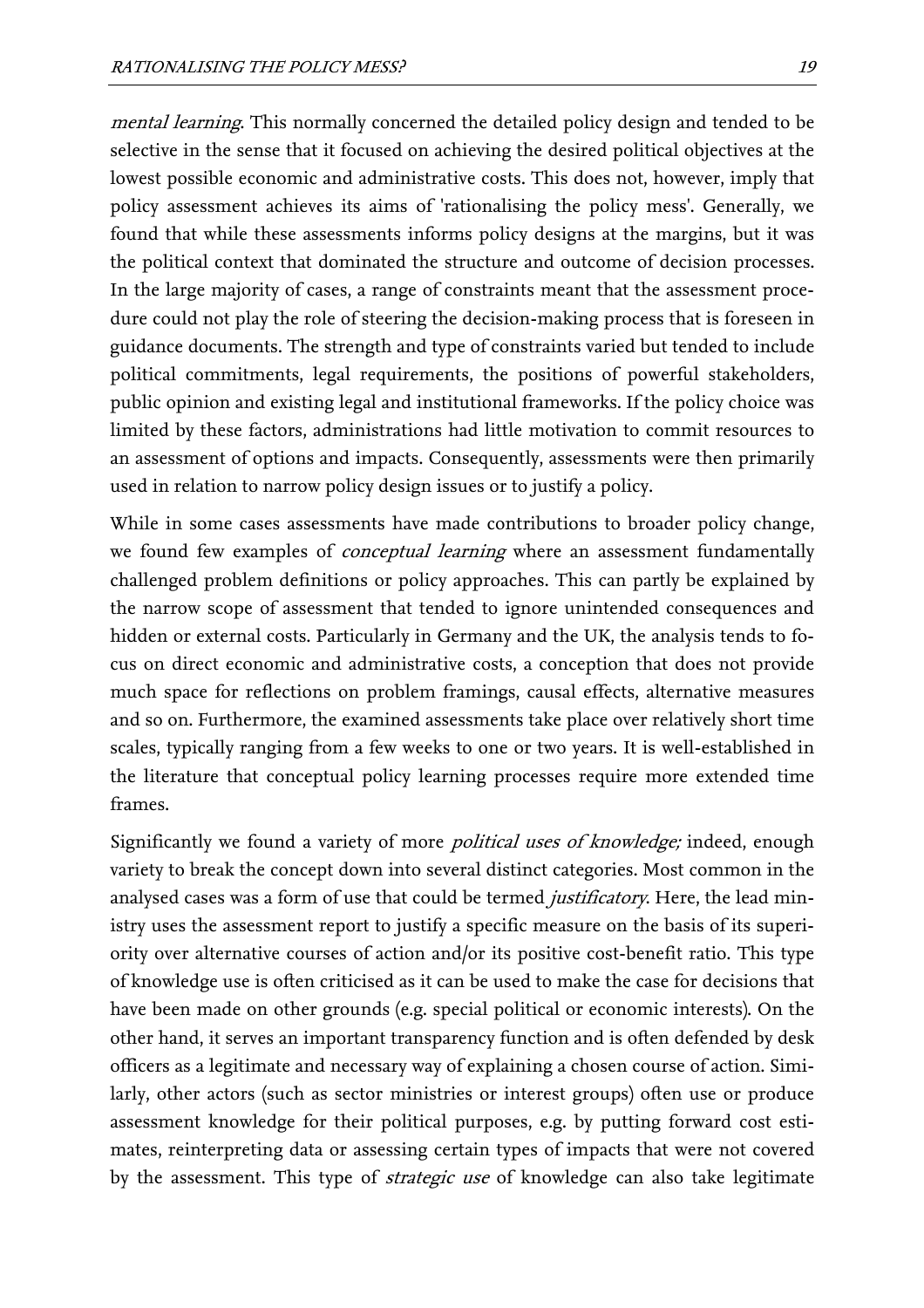*mental learning*. This normally concerned the detailed policy design and tended to be selective in the sense that it focused on achieving the desired political objectives at the lowest possible economic and administrative costs. This does not, however, imply that policy assessment achieves its aims of 'rationalising the policy mess'. Generally, we found that while these assessments informs policy designs at the margins, but it was the political context that dominated the structure and outcome of decision processes. In the large majority of cases, a range of constraints meant that the assessment procedure could not play the role of steering the decision-making process that is foreseen in guidance documents. The strength and type of constraints varied but tended to include political commitments, legal requirements, the positions of powerful stakeholders, public opinion and existing legal and institutional frameworks. If the policy choice was limited by these factors, administrations had little motivation to commit resources to an assessment of options and impacts. Consequently, assessments were then primarily used in relation to narrow policy design issues or to justify a policy.

While in some cases assessments have made contributions to broader policy change, we found few examples of *conceptual learning* where an assessment fundamentally challenged problem definitions or policy approaches. This can partly be explained by the narrow scope of assessment that tended to ignore unintended consequences and hidden or external costs. Particularly in Germany and the UK, the analysis tends to focus on direct economic and administrative costs, a conception that does not provide much space for reflections on problem framings, causal effects, alternative measures and so on. Furthermore, the examined assessments take place over relatively short time scales, typically ranging from a few weeks to one or two years. It is well-established in the literature that conceptual policy learning processes require more extended time frames.

Significantly we found a variety of more *political uses of knowledge;* indeed, enough variety to break the concept down into several distinct categories. Most common in the analysed cases was a form of use that could be termed *justificatory*. Here, the lead ministry uses the assessment report to justify a specific measure on the basis of its superiority over alternative courses of action and/or its positive cost-benefit ratio. This type of knowledge use is often criticised as it can be used to make the case for decisions that have been made on other grounds (e.g. special political or economic interests). On the other hand, it serves an important transparency function and is often defended by desk officers as a legitimate and necessary way of explaining a chosen course of action. Similarly, other actors (such as sector ministries or interest groups) often use or produce assessment knowledge for their political purposes, e.g. by putting forward cost estimates, reinterpreting data or assessing certain types of impacts that were not covered by the assessment. This type of *strategic use* of knowledge can also take legitimate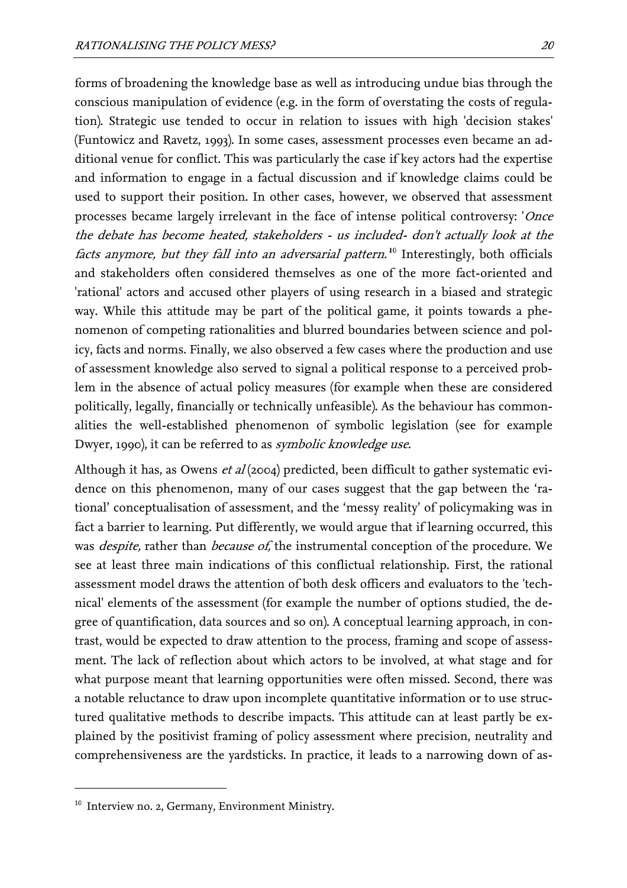forms of broadening the knowledge base as well as introducing undue bias through the conscious manipulation of evidence (e.g. in the form of overstating the costs of regulation). Strategic use tended to occur in relation to issues with high 'decision stakes' (Funtowicz and Ravetz, 1993). In some cases, assessment processes even became an additional venue for conflict. This was particularly the case if key actors had the expertise and information to engage in a factual discussion and if knowledge claims could be used to support their position. In other cases, however, we observed that assessment processes became largely irrelevant in the face of intense political controversy: '*Once the debate has become heated, stakeholders - us included- don't actually look at the facts anymore, but they fall into an adversarial pattern.*'[10] Interestingly, both officials and stakeholders often considered themselves as one of the more fact-oriented and 'rational' actors and accused other players of using research in a biased and strategic way. While this attitude may be part of the political game, it points towards a phenomenon of competing rationalities and blurred boundaries between science and policy, facts and norms. Finally, we also observed a few cases where the production and use of assessment knowledge also served to signal a political response to a perceived problem in the absence of actual policy measures (for example when these are considered politically, legally, financially or technically unfeasible). As the behaviour has commonalities the well-established phenomenon of symbolic legislation (see for example Dwyer, 1990), it can be referred to as *symbolic knowledge use*.

Although it has, as Owens *et al* (2004) predicted, been difficult to gather systematic evidence on this phenomenon, many of our cases suggest that the gap between the 'rational' conceptualisation of assessment, and the 'messy reality' of policymaking was in fact a barrier to learning. Put differently, we would argue that if learning occurred, this was *despite,* rather than *because of,* the instrumental conception of the procedure. We see at least three main indications of this conflictual relationship. First, the rational assessment model draws the attention of both desk officers and evaluators to the 'technical' elements of the assessment (for example the number of options studied, the degree of quantification, data sources and so on). A conceptual learning approach, in contrast, would be expected to draw attention to the process, framing and scope of assessment. The lack of reflection about which actors to be involved, at what stage and for what purpose meant that learning opportunities were often missed. Second, there was a notable reluctance to draw upon incomplete quantitative information or to use structured qualitative methods to describe impacts. This attitude can at least partly be explained by the positivist framing of policy assessment where precision, neutrality and comprehensiveness are the yardsticks. In practice, it leads to a narrowing down of as-

[10] Interview no. 2, Germany, Environment Ministry.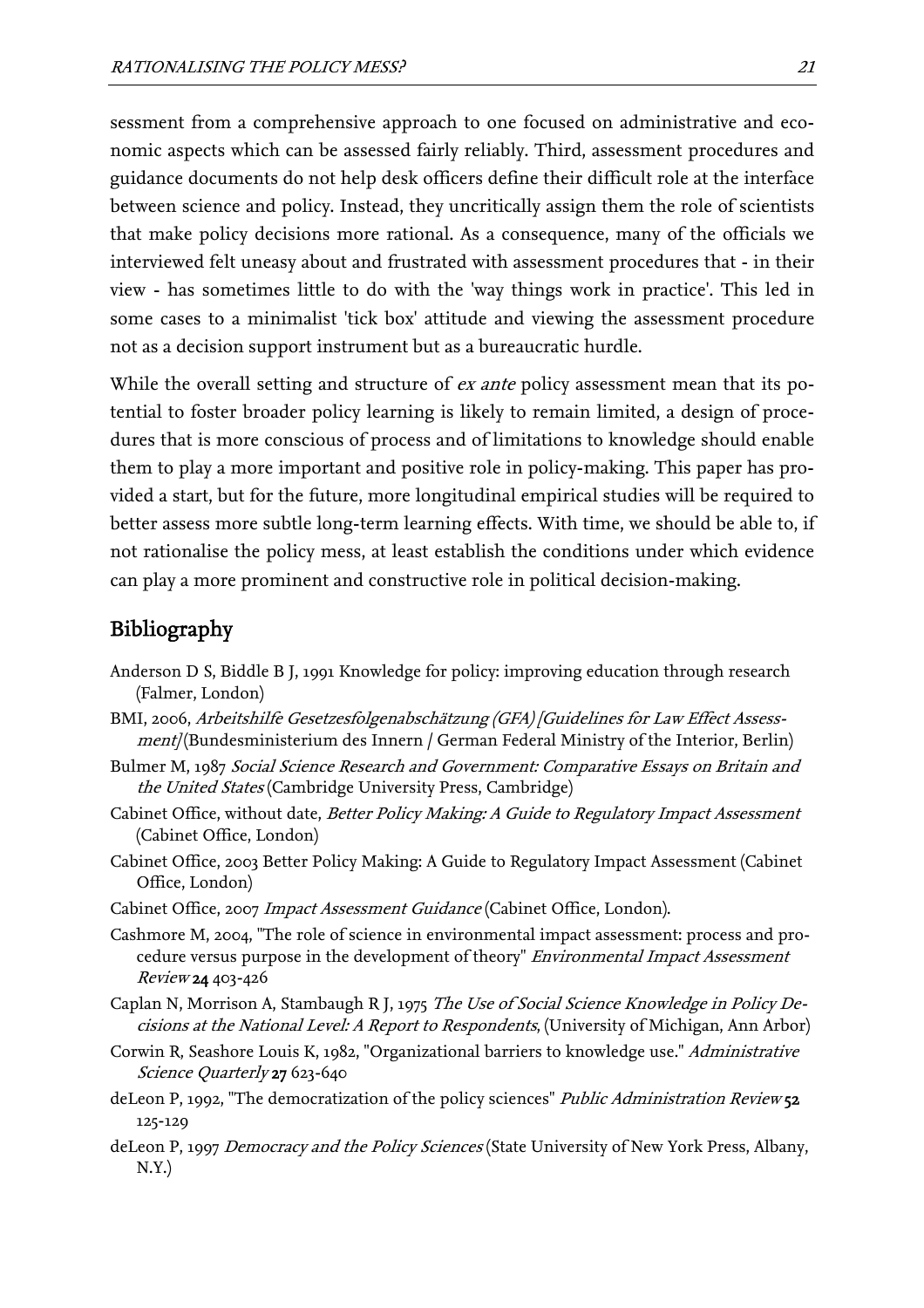sessment from a comprehensive approach to one focused on administrative and economic aspects which can be assessed fairly reliably. Third, assessment procedures and guidance documents do not help desk officers define their difficult role at the interface between science and policy. Instead, they uncritically assign them the role of scientists that make policy decisions more rational. As a consequence, many of the officials we interviewed felt uneasy about and frustrated with assessment procedures that - in their view - has sometimes little to do with the 'way things work in practice'. This led in some cases to a minimalist 'tick box' attitude and viewing the assessment procedure not as a decision support instrument but as a bureaucratic hurdle.

While the overall setting and structure of *ex ante* policy assessment mean that its potential to foster broader policy learning is likely to remain limited, a design of procedures that is more conscious of process and of limitations to knowledge should enable them to play a more important and positive role in policy-making. This paper has provided a start, but for the future, more longitudinal empirical studies will be required to better assess more subtle long-term learning effects. With time, we should be able to, if not rationalise the policy mess, at least establish the conditions under which evidence can play a more prominent and constructive role in political decision-making.

## Bibliography

Anderson D S, Biddle B J, 1991 Knowledge for policy: improving education through research (Falmer, London)

BMI, 2006, *Arbeitshilfe Gesetzesfolgenabschätzung (GFA) [Guidelines for Law Effect Assessment]* (Bundesministerium des Innern / German Federal Ministry of the Interior, Berlin)

Bulmer M, 1987 *Social Science Research and Government: Comparative Essays on Britain and the United States* (Cambridge University Press, Cambridge)

Cabinet Office, without date, *Better Policy Making: A Guide to Regulatory Impact Assessment* (Cabinet Office, London)

Cabinet Office, 2003 Better Policy Making: A Guide to Regulatory Impact Assessment (Cabinet Office, London)

Cabinet Office, 2007 *Impact Assessment Guidance* (Cabinet Office, London).

Cashmore M, 2004, "The role of science in environmental impact assessment: process and procedure versus purpose in the development of theory" *Environmental Impact Assessment Review* **24** 403-426

Caplan N, Morrison A, Stambaugh R J, 1975 *The Use of Social Science Knowledge in Policy Decisions at the National Level: A Report to Respondents*, (University of Michigan, Ann Arbor)

Corwin R, Seashore Louis K, 1982, "Organizational barriers to knowledge use." *Administrative Science Quarterly* **27** 623-640

deLeon P, 1992, "The democratization of the policy sciences" *Public Administration Review* **52** 125-129

deLeon P, 1997 *Democracy and the Policy Sciences* (State University of New York Press, Albany, N.Y.)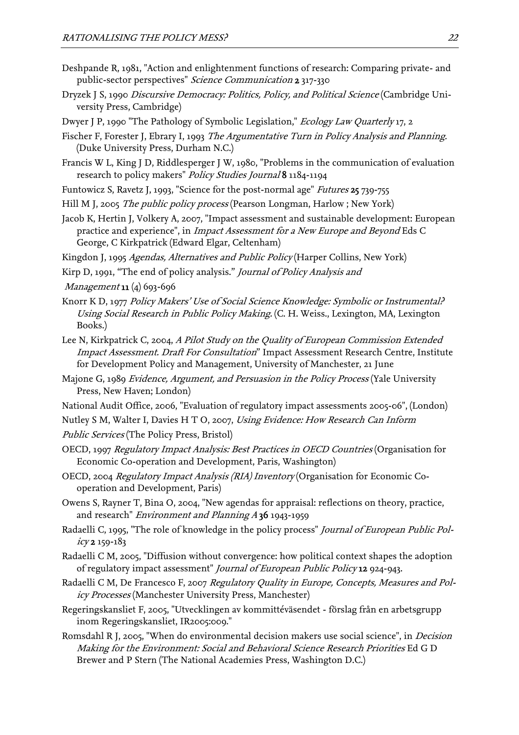Deshpande R, 1981, "Action and enlightenment functions of research: Comparing private- and public-sector perspectives" *Science Communication* **2** 317-330

Dryzek J S, 1990 *Discursive Democracy: Politics, Policy, and Political Science* (Cambridge University Press, Cambridge)

Dwyer J P, 1990 "The Pathology of Symbolic Legislation," *Ecology Law Quarterly* 17, 2

Fischer F, Forester J, Ebrary I, 1993 *The Argumentative Turn in Policy Analysis and Planning.* (Duke University Press, Durham N.C.)

Francis W L, King J D, Riddlesperger J W, 1980, "Problems in the communication of evaluation research to policy makers" *Policy Studies Journal* **8** 1184-1194

Funtowicz S, Ravetz J, 1993, "Science for the post-normal age" *Futures* **25** 739-755

Hill M J, 2005 *The public policy process* (Pearson Longman, Harlow ; New York)

Jacob K, Hertin J, Volkery A, 2007, "Impact assessment and sustainable development: European practice and experience", in *Impact Assessment for a New Europe and Beyond* Eds C George, C Kirkpatrick (Edward Elgar, Celtenham)

Kingdon J, 1995 *Agendas, Alternatives and Public Policy* (Harper Collins, New York)

Kirp D, 1991, "The end of policy analysis." *Journal of Policy Analysis and Management* **11** (4) 693-696

Knorr K D, 1977 *Policy Makers' Use of Social Science Knowledge: Symbolic or Instrumental? Using Social Research in Public Policy Making.* (C. H. Weiss., Lexington, MA, Lexington Books.)

Lee N, Kirkpatrick C, 2004, *A Pilot Study on the Quality of European Commission Extended Impact Assessment. Draft For Consultation*" Impact Assessment Research Centre, Institute for Development Policy and Management, University of Manchester, 21 June

Majone G, 1989 *Evidence, Argument, and Persuasion in the Policy Process* (Yale University Press, New Haven; London)

National Audit Office, 2006, "Evaluation of regulatory impact assessments 2005-06", (London)

Nutley S M, Walter I, Davies H T O, 2007, *Using Evidence: How Research Can Inform Public Services* (The Policy Press, Bristol)

OECD, 1997 *Regulatory Impact Analysis: Best Practices in OECD Countries* (Organisation for Economic Co-operation and Development, Paris, Washington)

OECD, 2004 *Regulatory Impact Analysis (RIA) Inventory* (Organisation for Economic Co-operation and Development, Paris)

Owens S, Rayner T, Bina O, 2004, "New agendas for appraisal: reflections on theory, practice, and research" *Environment and Planning A* **36** 1943-1959

Radaelli C, 1995, "The role of knowledge in the policy process" *Journal of European Public Policy* **2** 159-183

Radaelli C M, 2005, "Diffusion without convergence: how political context shapes the adoption of regulatory impact assessment" *Journal of European Public Policy* **12** 924-943.

Radaelli C M, De Francesco F, 2007 *Regulatory Quality in Europe, Concepts, Measures and Policy Processes* (Manchester University Press, Manchester)

Regeringskansliet F, 2005, "Utvecklingen av kommittéväsendet - förslag från en arbetsgrupp inom Regeringskansliet, IR2005:009."

Romsdahl R J, 2005, "When do environmental decision makers use social science", in *Decision Making for the Environment: Social and Behavioral Science Research Priorities* Ed G D Brewer and P Stern (The National Academies Press, Washington D.C.)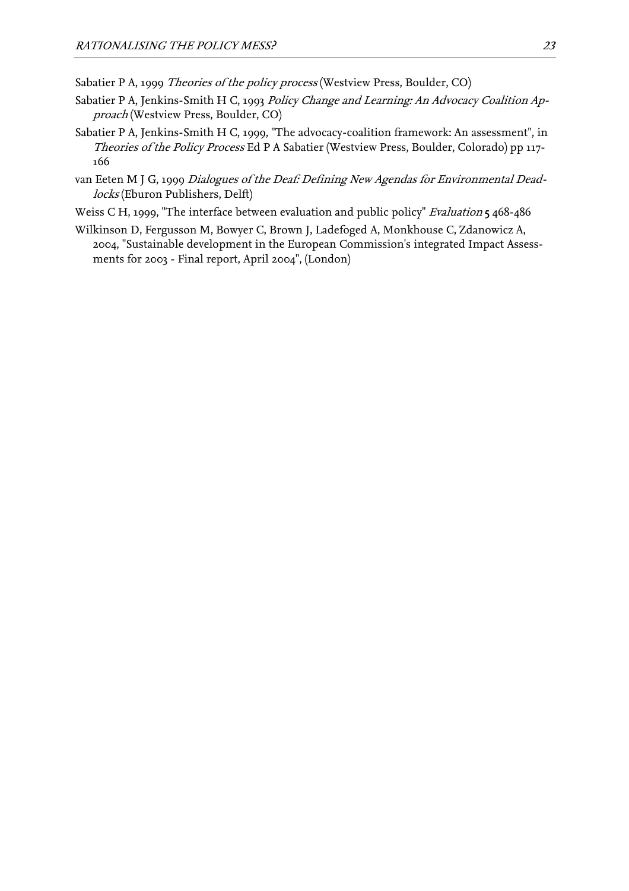Sabatier P A, 1999 *Theories of the policy process* (Westview Press, Boulder, CO)

Sabatier P A, Jenkins-Smith H C, 1993 *Policy Change and Learning: An Advocacy Coalition Approach* (Westview Press, Boulder, CO)

Sabatier P A, Jenkins-Smith H C, 1999, "The advocacy-coalition framework: An assessment", in *Theories of the Policy Process* Ed P A Sabatier (Westview Press, Boulder, Colorado) pp 117-166

van Eeten M J G, 1999 *Dialogues of the Deaf: Defining New Agendas for Environmental Deadlocks* (Eburon Publishers, Delft)

Weiss C H, 1999, "The interface between evaluation and public policy" *Evaluation* **5** 468-486

Wilkinson D, Fergusson M, Bowyer C, Brown J, Ladefoged A, Monkhouse C, Zdanowicz A, 2004, "Sustainable development in the European Commission's integrated Impact Assessments for 2003 - Final report, April 2004", (London)